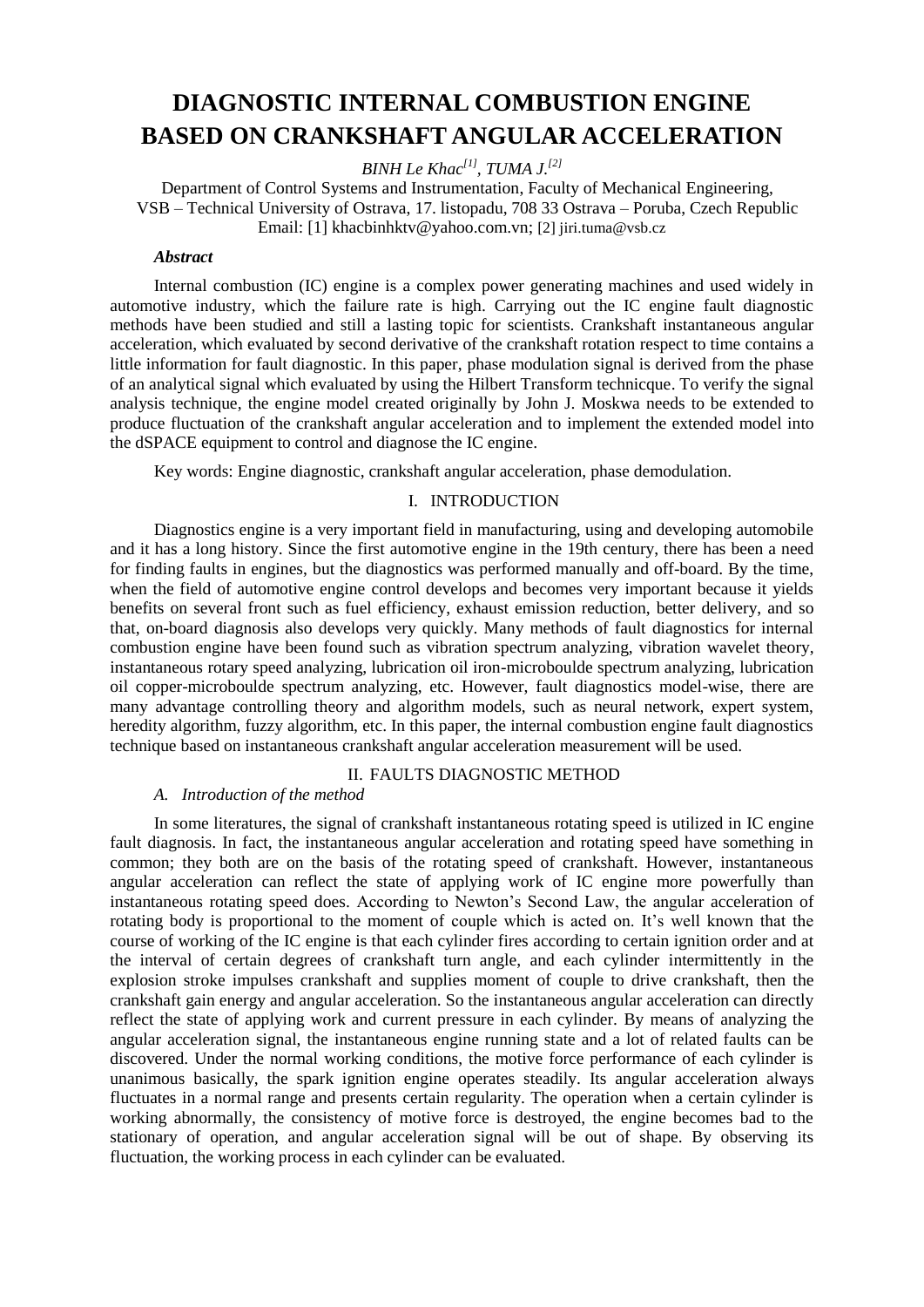# DIAGNOSTIC INTERNAL COMBUSTION ENGINE BASED ON CRANKSHAFT ANGULAR ACCELERATION

*BINH Le Khac[1], TUMA J.[2]*

Department of Control Systems and Instrumentation, Faculty of Mechanical Engineering, VSB – Technical University of Ostrava, 17. listopadu, 708 33 Ostrava – Poruba, Czech Republic
Email: [1] khacbinhktv@yahoo.com.vn; [2] jiri.tuma@vsb.cz

***Abstract***

Internal combustion (IC) engine is a complex power generating machines and used widely in automotive industry, which the failure rate is high. Carrying out the IC engine fault diagnostic methods have been studied and still a lasting topic for scientists. Crankshaft instantaneous angular acceleration, which evaluated by second derivative of the crankshaft rotation respect to time contains a little information for fault diagnostic. In this paper, phase modulation signal is derived from the phase of an analytical signal which evaluated by using the Hilbert Transform technicque. To verify the signal analysis technique, the engine model created originally by John J. Moskwa needs to be extended to produce fluctuation of the crankshaft angular acceleration and to implement the extended model into the dSPACE equipment to control and diagnose the IC engine.

Key words: Engine diagnostic, crankshaft angular acceleration, phase demodulation.

## I. INTRODUCTION

Diagnostics engine is a very important field in manufacturing, using and developing automobile and it has a long history. Since the first automotive engine in the 19th century, there has been a need for finding faults in engines, but the diagnostics was performed manually and off-board. By the time, when the field of automotive engine control develops and becomes very important because it yields benefits on several front such as fuel efficiency, exhaust emission reduction, better delivery, and so that, on-board diagnosis also develops very quickly. Many methods of fault diagnostics for internal combustion engine have been found such as vibration spectrum analyzing, vibration wavelet theory, instantaneous rotary speed analyzing, lubrication oil iron-microboulde spectrum analyzing, lubrication oil copper-microboulde spectrum analyzing, etc. However, fault diagnostics model-wise, there are many advantage controlling theory and algorithm models, such as neural network, expert system, heredity algorithm, fuzzy algorithm, etc. In this paper, the internal combustion engine fault diagnostics technique based on instantaneous crankshaft angular acceleration measurement will be used.

## II. FAULTS DIAGNOSTIC METHOD

### *A. Introduction of the method*

In some literatures, the signal of crankshaft instantaneous rotating speed is utilized in IC engine fault diagnosis. In fact, the instantaneous angular acceleration and rotating speed have something in common; they both are on the basis of the rotating speed of crankshaft. However, instantaneous angular acceleration can reflect the state of applying work of IC engine more powerfully than instantaneous rotating speed does. According to Newton's Second Law, the angular acceleration of rotating body is proportional to the moment of couple which is acted on. It's well known that the course of working of the IC engine is that each cylinder fires according to certain ignition order and at the interval of certain degrees of crankshaft turn angle, and each cylinder intermittently in the explosion stroke impulses crankshaft and supplies moment of couple to drive crankshaft, then the crankshaft gain energy and angular acceleration. So the instantaneous angular acceleration can directly reflect the state of applying work and current pressure in each cylinder. By means of analyzing the angular acceleration signal, the instantaneous engine running state and a lot of related faults can be discovered. Under the normal working conditions, the motive force performance of each cylinder is unanimous basically, the spark ignition engine operates steadily. Its angular acceleration always fluctuates in a normal range and presents certain regularity. The operation when a certain cylinder is working abnormally, the consistency of motive force is destroyed, the engine becomes bad to the stationary of operation, and angular acceleration signal will be out of shape. By observing its fluctuation, the working process in each cylinder can be evaluated.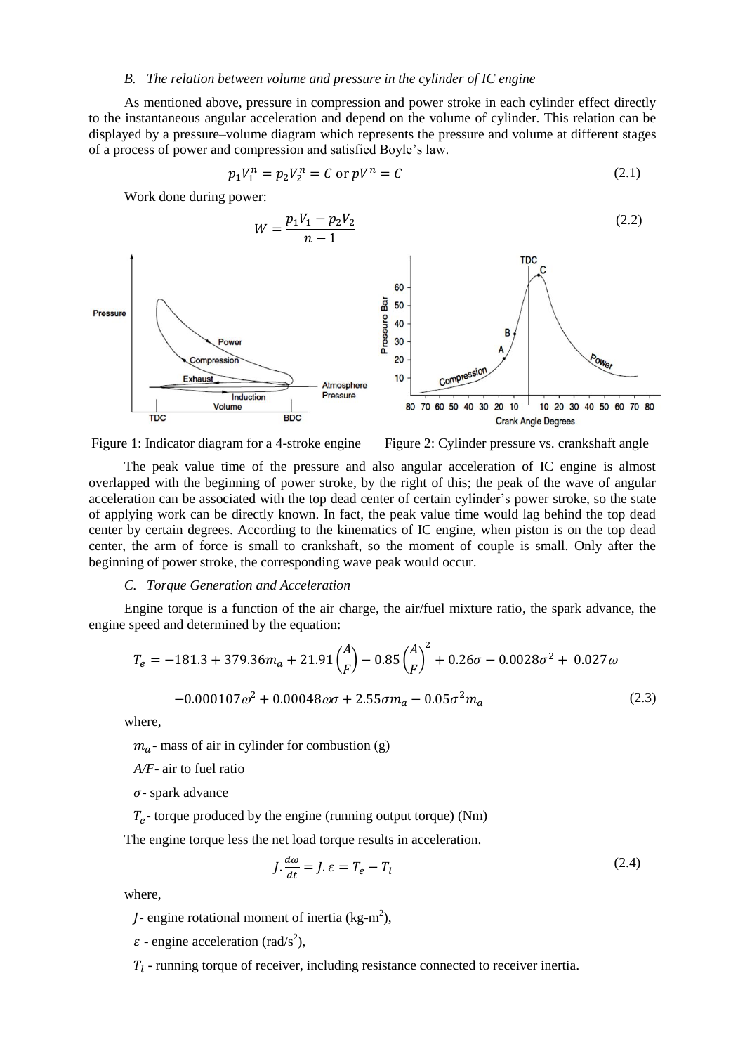### B. The relation between volume and pressure in the cylinder of IC engine

As mentioned above, pressure in compression and power stroke in each cylinder effect directly to the instantaneous angular acceleration and depend on the volume of cylinder. This relation can be displayed by a pressure–volume diagram which represents the pressure and volume at different stages of a process of power and compression and satisfied Boyle's law.

$$p_1V_1^n = p_2V_2^n = C \text{ or } pV^n = C \tag{2.1}$$

Work done during power:

$$W = \frac{p_1V_1 - p_2V_2}{n-1} \tag{2.2}$$

Figure 1: Indicator diagram for a 4-stroke engine

Figure 2: Cylinder pressure vs. crankshaft angle

The peak value time of the pressure and also angular acceleration of IC engine is almost overlapped with the beginning of power stroke, by the right of this; the peak of the wave of angular acceleration can be associated with the top dead center of certain cylinder's power stroke, so the state of applying work can be directly known. In fact, the peak value time would lag behind the top dead center by certain degrees. According to the kinematics of IC engine, when piston is on the top dead center, the arm of force is small to crankshaft, so the moment of couple is small. Only after the beginning of power stroke, the corresponding wave peak would occur.

### C. Torque Generation and Acceleration

Engine torque is a function of the air charge, the air/fuel mixture ratio, the spark advance, the engine speed and determined by the equation:

$$T_e = -181.3 + 379.36m_a + 21.91\left(\frac{A}{F}\right) - 0.85\left(\frac{A}{F}\right)^2 + 0.26\sigma - 0.0028\sigma^2 + 0.027\omega$$

$$-0.000107\omega^2 + 0.00048\omega\sigma + 2.55\sigma m_a - 0.05\sigma^2 m_a \tag{2.3}$$

where,

$m_a$ - mass of air in cylinder for combustion (g)

*A/F*- air to fuel ratio

$\sigma$- spark advance

$T_e$- torque produced by the engine (running output torque) (Nm)

The engine torque less the net load torque results in acceleration.

$$J.\frac{d\omega}{dt} = J.\varepsilon = T_e - T_l \tag{2.4}$$

where,

$J$- engine rotational moment of inertia (kg-m$^2$),

$\varepsilon$ - engine acceleration (rad/s$^2$),

$T_l$ - running torque of receiver, including resistance connected to receiver inertia.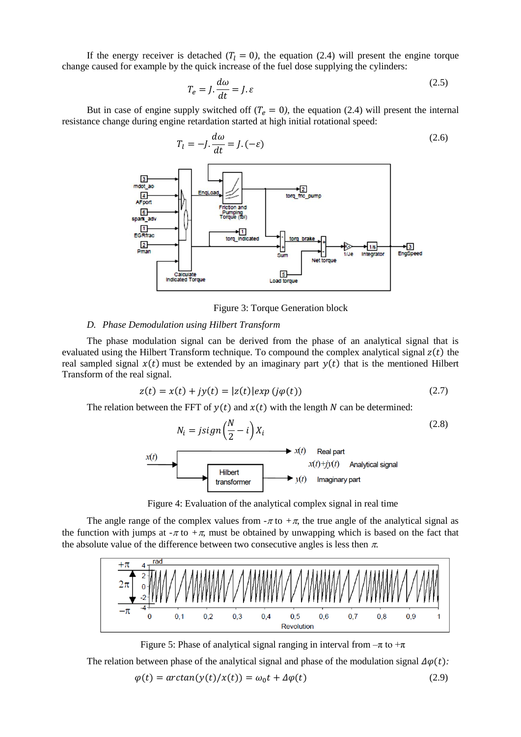If the energy receiver is detached ($T_l = 0$), the equation (2.4) will present the engine torque change caused for example by the quick increase of the fuel dose supplying the cylinders:

$$T_e = J.\frac{d\omega}{dt} = J.\varepsilon \tag{2.5}$$

But in case of engine supply switched off ($T_e = 0$), the equation (2.4) will present the internal resistance change during engine retardation started at high initial rotational speed:

$$T_l = -J.\frac{d\omega}{dt} = J.(-\varepsilon) \tag{2.6}$$

Figure 3: Torque Generation block

### D. Phase Demodulation using Hilbert Transform

The phase modulation signal can be derived from the phase of an analytical signal that is evaluated using the Hilbert Transform technique. To compound the complex analytical signal $z(t)$ the real sampled signal $x(t)$ must be extended by an imaginary part $y(t)$ that is the mentioned Hilbert Transform of the real signal.

$$z(t) = x(t) + jy(t) = |z(t)|exp\,(j\varphi(t)) \tag{2.7}$$

The relation between the FFT of $y(t)$ and $x(t)$ with the length $N$ can be determined:

$$N_i = jsign\left(\frac{N}{2} - i\right)X_i \tag{2.8}$$

Figure 4: Evaluation of the analytical complex signal in real time

The angle range of the complex values from $-\pi$ to $+\pi$, the true angle of the analytical signal as the function with jumps at $-\pi$ to $+\pi$, must be obtained by unwapping which is based on the fact that the absolute value of the difference between two consecutive angles is less then $\pi$.

Figure 5: Phase of analytical signal ranging in interval from $-\pi$ to $+\pi$

The relation between phase of the analytical signal and phase of the modulation signal $\Delta\varphi(t)$:

$$\varphi(t) = arctan(y(t)/x(t)) = \omega_0 t + \Delta\varphi(t) \tag{2.9}$$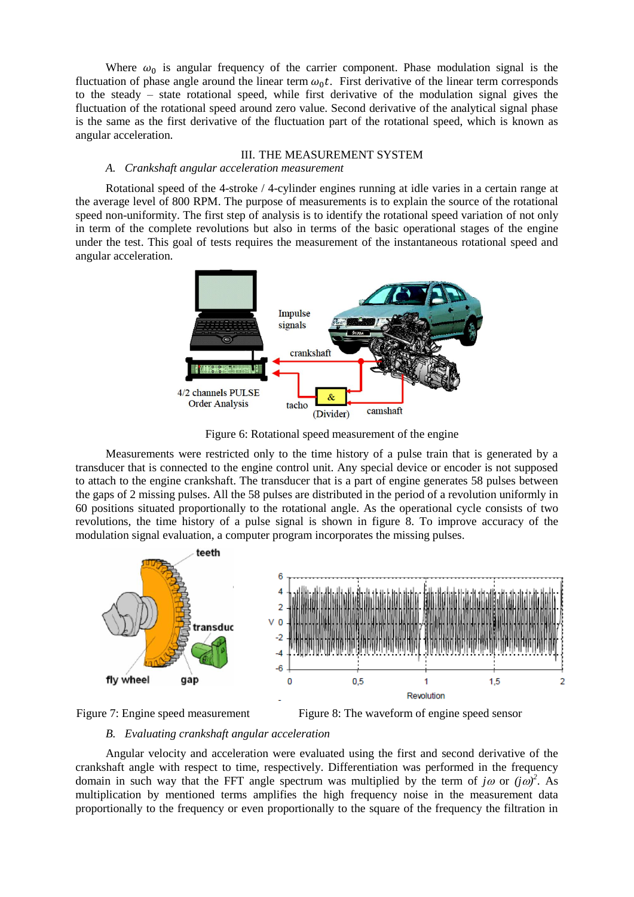Where $\omega_0$ is angular frequency of the carrier component. Phase modulation signal is the fluctuation of phase angle around the linear term $\omega_0 t$. First derivative of the linear term corresponds to the steady – state rotational speed, while first derivative of the modulation signal gives the fluctuation of the rotational speed around zero value. Second derivative of the analytical signal phase is the same as the first derivative of the fluctuation part of the rotational speed, which is known as angular acceleration.

## III. THE MEASUREMENT SYSTEM

### *A. Crankshaft angular acceleration measurement*

Rotational speed of the 4-stroke / 4-cylinder engines running at idle varies in a certain range at the average level of 800 RPM. The purpose of measurements is to explain the source of the rotational speed non-uniformity. The first step of analysis is to identify the rotational speed variation of not only in term of the complete revolutions but also in terms of the basic operational stages of the engine under the test. This goal of tests requires the measurement of the instantaneous rotational speed and angular acceleration.

Figure 6: Rotational speed measurement of the engine

Measurements were restricted only to the time history of a pulse train that is generated by a transducer that is connected to the engine control unit. Any special device or encoder is not supposed to attach to the engine crankshaft. The transducer that is a part of engine generates 58 pulses between the gaps of 2 missing pulses. All the 58 pulses are distributed in the period of a revolution uniformly in 60 positions situated proportionally to the rotational angle. As the operational cycle consists of two revolutions, the time history of a pulse signal is shown in figure 8. To improve accuracy of the modulation signal evaluation, a computer program incorporates the missing pulses.

Figure 7: Engine speed measurement

Figure 8: The waveform of engine speed sensor

### *B. Evaluating crankshaft angular acceleration*

Angular velocity and acceleration were evaluated using the first and second derivative of the crankshaft angle with respect to time, respectively. Differentiation was performed in the frequency domain in such way that the FFT angle spectrum was multiplied by the term of $j\omega$ or $(j\omega)^2$. As multiplication by mentioned terms amplifies the high frequency noise in the measurement data proportionally to the frequency or even proportionally to the square of the frequency the filtration in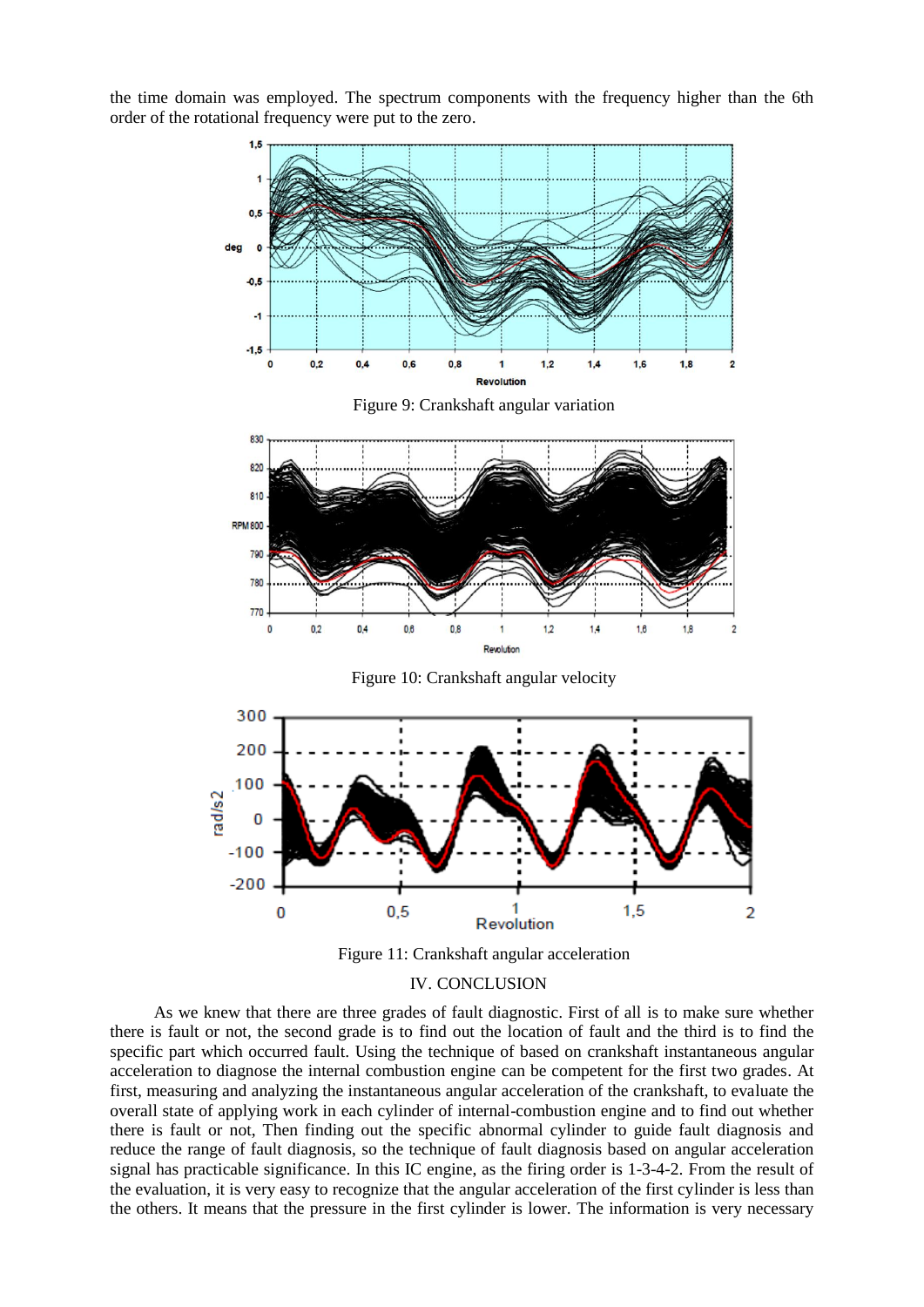the time domain was employed. The spectrum components with the frequency higher than the 6th order of the rotational frequency were put to the zero.

Figure 9: Crankshaft angular variation

Figure 10: Crankshaft angular velocity

Figure 11: Crankshaft angular acceleration

## IV. CONCLUSION

As we knew that there are three grades of fault diagnostic. First of all is to make sure whether there is fault or not, the second grade is to find out the location of fault and the third is to find the specific part which occurred fault. Using the technique of based on crankshaft instantaneous angular acceleration to diagnose the internal combustion engine can be competent for the first two grades. At first, measuring and analyzing the instantaneous angular acceleration of the crankshaft, to evaluate the overall state of applying work in each cylinder of internal-combustion engine and to find out whether there is fault or not, Then finding out the specific abnormal cylinder to guide fault diagnosis and reduce the range of fault diagnosis, so the technique of fault diagnosis based on angular acceleration signal has practicable significance. In this IC engine, as the firing order is 1-3-4-2. From the result of the evaluation, it is very easy to recognize that the angular acceleration of the first cylinder is less than the others. It means that the pressure in the first cylinder is lower. The information is very necessary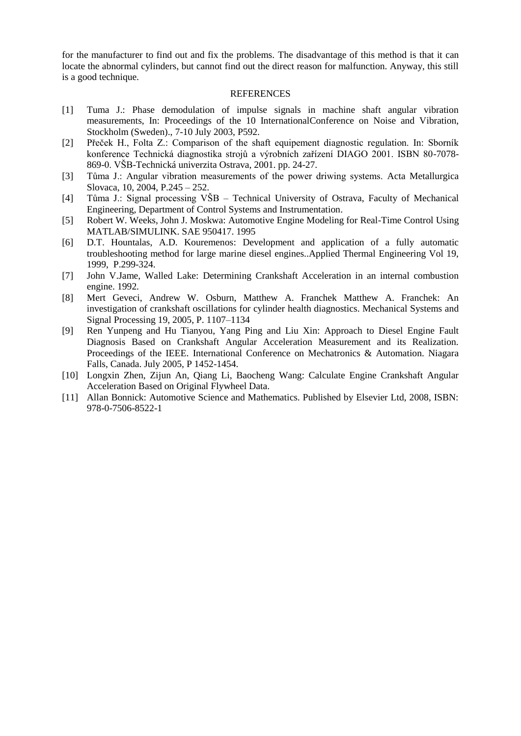for the manufacturer to find out and fix the problems. The disadvantage of this method is that it can locate the abnormal cylinders, but cannot find out the direct reason for malfunction. Anyway, this still is a good technique.

## REFERENCES

[1] Tuma J.: Phase demodulation of impulse signals in machine shaft angular vibration measurements, In: Proceedings of the 10 InternationalConference on Noise and Vibration, Stockholm (Sweden)., 7-10 July 2003, P592.

[2] Přeček H., Folta Z.: Comparison of the shaft equipement diagnostic regulation. In: Sborník konference Technická diagnostika strojů a výrobních zařízení DIAGO 2001. ISBN 80-7078-869-0. VŠB-Technická univerzita Ostrava, 2001. pp. 24-27.

[3] Tůma J.: Angular vibration measurements of the power driwing systems. Acta Metallurgica Slovaca, 10, 2004, P.245 – 252.

[4] Tůma J.: Signal processing VŠB – Technical University of Ostrava, Faculty of Mechanical Engineering, Department of Control Systems and Instrumentation.

[5] Robert W. Weeks, John J. Moskwa: Automotive Engine Modeling for Real-Time Control Using MATLAB/SIMULINK. SAE 950417. 1995

[6] D.T. Hountalas, A.D. Kouremenos: Development and application of a fully automatic troubleshooting method for large marine diesel engines..Applied Thermal Engineering Vol 19, 1999, P.299-324.

[7] John V.Jame, Walled Lake: Determining Crankshaft Acceleration in an internal combustion engine. 1992.

[8] Mert Geveci, Andrew W. Osburn, Matthew A. Franchek Matthew A. Franchek: An investigation of crankshaft oscillations for cylinder health diagnostics. Mechanical Systems and Signal Processing 19, 2005, P. 1107–1134

[9] Ren Yunpeng and Hu Tianyou, Yang Ping and Liu Xin: Approach to Diesel Engine Fault Diagnosis Based on Crankshaft Angular Acceleration Measurement and its Realization. Proceedings of the IEEE. International Conference on Mechatronics & Automation. Niagara Falls, Canada. July 2005, P 1452-1454.

[10] Longxin Zhen, Zijun An, Qiang Li, Baocheng Wang: Calculate Engine Crankshaft Angular Acceleration Based on Original Flywheel Data.

[11] Allan Bonnick: Automotive Science and Mathematics. Published by Elsevier Ltd, 2008, ISBN: 978-0-7506-8522-1